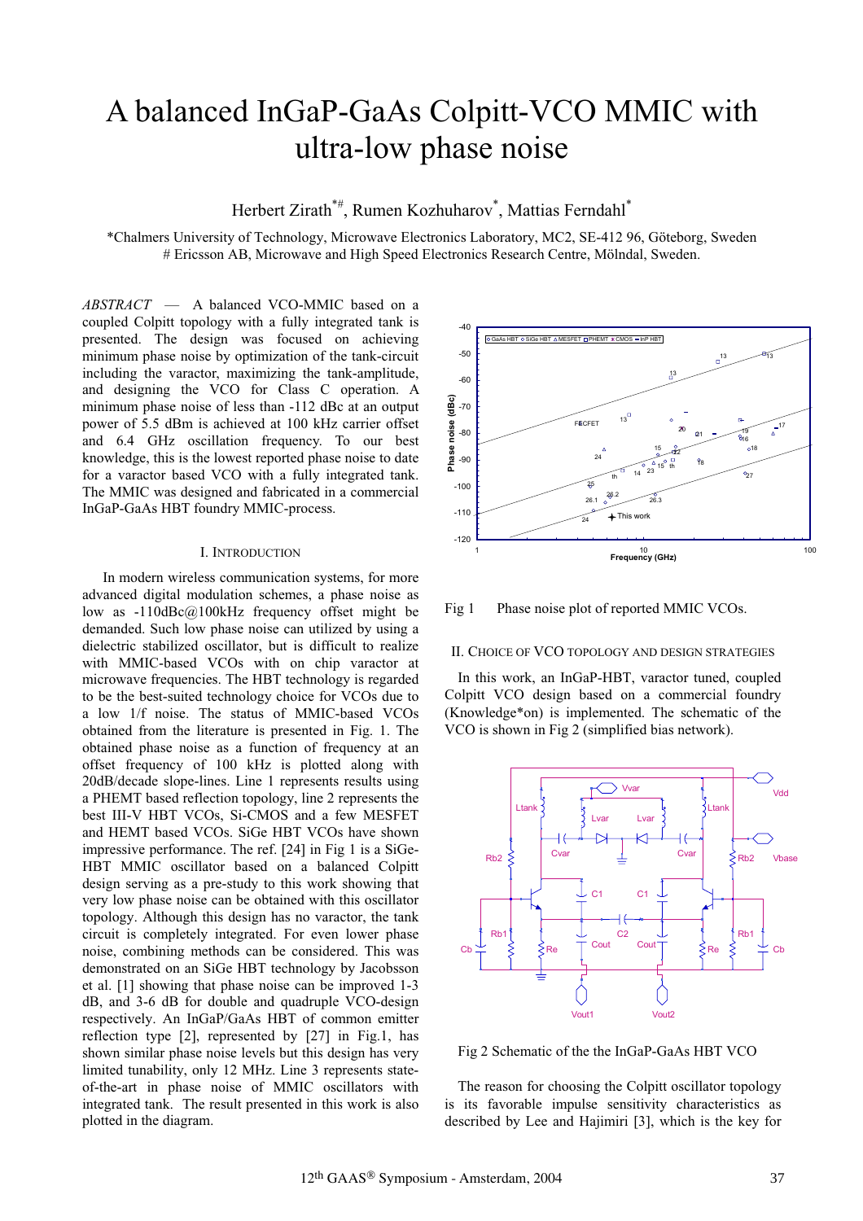# A balanced InGaP-GaAs Colpitt-VCO MMIC with ultra-low phase noise

Herbert Zirath*#, Rumen Kozhuharov*, Mattias Ferndahl*

*Chalmers University of Technology, Microwave Electronics Laboratory, MC2, SE-412 96, Göteborg, Sweden
# Ericsson AB, Microwave and High Speed Electronics Research Centre, Mölndal, Sweden.

*ABSTRACT* — A balanced VCO-MMIC based on a coupled Colpitt topology with a fully integrated tank is presented. The design was focused on achieving minimum phase noise by optimization of the tank-circuit including the varactor, maximizing the tank-amplitude, and designing the VCO for Class C operation. A minimum phase noise of less than -112 dBc at an output power of 5.5 dBm is achieved at 100 kHz carrier offset and 6.4 GHz oscillation frequency. To our best knowledge, this is the lowest reported phase noise to date for a varactor based VCO with a fully integrated tank. The MMIC was designed and fabricated in a commercial InGaP-GaAs HBT foundry MMIC-process.

## I. Introduction

In modern wireless communication systems, for more advanced digital modulation schemes, a phase noise as low as -110dBc@100kHz frequency offset might be demanded. Such low phase noise can utilized by using a dielectric stabilized oscillator, but is difficult to realize with MMIC-based VCOs with on chip varactor at microwave frequencies. The HBT technology is regarded to be the best-suited technology choice for VCOs due to a low 1/f noise. The status of MMIC-based VCOs obtained from the literature is presented in Fig. 1. The obtained phase noise as a function of frequency at an offset frequency of 100 kHz is plotted along with 20dB/decade slope-lines. Line 1 represents results using a PHEMT based reflection topology, line 2 represents the best III-V HBT VCOs, Si-CMOS and a few MESFET and HEMT based VCOs. SiGe HBT VCOs have shown impressive performance. The ref. [24] in Fig 1 is a SiGe-HBT MMIC oscillator based on a balanced Colpitt design serving as a pre-study to this work showing that very low phase noise can be obtained with this oscillator topology. Although this design has no varactor, the tank circuit is completely integrated. For even lower phase noise, combining methods can be considered. This was demonstrated on an SiGe HBT technology by Jacobsson et al. [1] showing that phase noise can be improved 1-3 dB, and 3-6 dB for double and quadruple VCO-design respectively. An InGaP/GaAs HBT of common emitter reflection type [2], represented by [27] in Fig.1, has shown similar phase noise levels but this design has very limited tunability, only 12 MHz. Line 3 represents state-of-the-art in phase noise of MMIC oscillators with integrated tank. The result presented in this work is also plotted in the diagram.

Fig 1 Phase noise plot of reported MMIC VCOs.

## II. Choice of VCO topology and design strategies

In this work, an InGaP-HBT, varactor tuned, coupled Colpitt VCO design based on a commercial foundry (Knowledge*on) is implemented. The schematic of the VCO is shown in Fig 2 (simplified bias network).

Fig 2 Schematic of the the InGaP-GaAs HBT VCO

The reason for choosing the Colpitt oscillator topology is its favorable impulse sensitivity characteristics as described by Lee and Hajimiri [3], which is the key for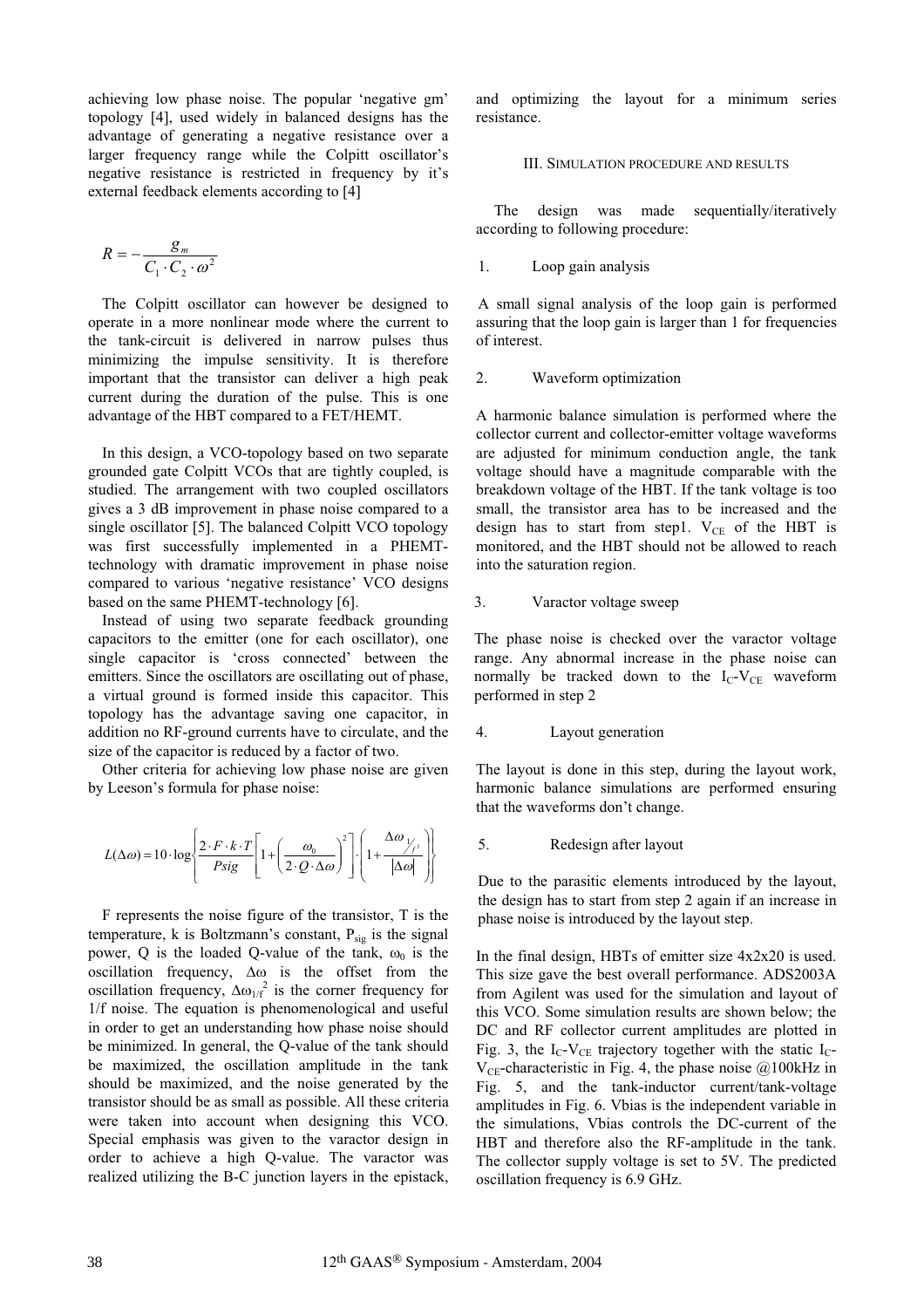achieving low phase noise. The popular 'negative gm' topology [4], used widely in balanced designs has the advantage of generating a negative resistance over a larger frequency range while the Colpitt oscillator's negative resistance is restricted in frequency by it's external feedback elements according to [4]

$$R = -\frac{g_m}{C_1 \cdot C_2 \cdot \omega^2}$$

The Colpitt oscillator can however be designed to operate in a more nonlinear mode where the current to the tank-circuit is delivered in narrow pulses thus minimizing the impulse sensitivity. It is therefore important that the transistor can deliver a high peak current during the duration of the pulse. This is one advantage of the HBT compared to a FET/HEMT.

In this design, a VCO-topology based on two separate grounded gate Colpitt VCOs that are tightly coupled, is studied. The arrangement with two coupled oscillators gives a 3 dB improvement in phase noise compared to a single oscillator [5]. The balanced Colpitt VCO topology was first successfully implemented in a PHEMT-technology with dramatic improvement in phase noise compared to various 'negative resistance' VCO designs based on the same PHEMT-technology [6].

Instead of using two separate feedback grounding capacitors to the emitter (one for each oscillator), one single capacitor is 'cross connected' between the emitters. Since the oscillators are oscillating out of phase, a virtual ground is formed inside this capacitor. This topology has the advantage saving one capacitor, in addition no RF-ground currents have to circulate, and the size of the capacitor is reduced by a factor of two.

Other criteria for achieving low phase noise are given by Leeson's formula for phase noise:

$$L(\Delta\omega) = 10 \cdot \log\left\{ \frac{2 \cdot F \cdot k \cdot T}{Psig} \left[ 1 + \left( \frac{\omega_0}{2 \cdot Q \cdot \Delta\omega} \right)^2 \right] \cdot \left( 1 + \frac{\Delta\omega_{1/f^3}}{|\Delta\omega|} \right) \right\}$$

F represents the noise figure of the transistor, T is the temperature, k is Boltzmann's constant, $P_{sig}$ is the signal power, Q is the loaded Q-value of the tank, $\omega_0$ is the oscillation frequency, $\Delta\omega$ is the offset from the oscillation frequency, $\Delta\omega_{1/f}^{\;2}$ is the corner frequency for 1/f noise. The equation is phenomenological and useful in order to get an understanding how phase noise should be minimized. In general, the Q-value of the tank should be maximized, the oscillation amplitude in the tank should be maximized, and the noise generated by the transistor should be as small as possible. All these criteria were taken into account when designing this VCO. Special emphasis was given to the varactor design in order to achieve a high Q-value. The varactor was realized utilizing the B-C junction layers in the epistack, and optimizing the layout for a minimum series resistance.

## III. Simulation procedure and results

The design was made sequentially/iteratively according to following procedure:

1. Loop gain analysis

A small signal analysis of the loop gain is performed assuring that the loop gain is larger than 1 for frequencies of interest.

2. Waveform optimization

A harmonic balance simulation is performed where the collector current and collector-emitter voltage waveforms are adjusted for minimum conduction angle, the tank voltage should have a magnitude comparable with the breakdown voltage of the HBT. If the tank voltage is too small, the transistor area has to be increased and the design has to start from step1. $V_{CE}$ of the HBT is monitored, and the HBT should not be allowed to reach into the saturation region.

3. Varactor voltage sweep

The phase noise is checked over the varactor voltage range. Any abnormal increase in the phase noise can normally be tracked down to the $I_C$-$V_{CE}$ waveform performed in step 2

4. Layout generation

The layout is done in this step, during the layout work, harmonic balance simulations are performed ensuring that the waveforms don't change.

5. Redesign after layout

Due to the parasitic elements introduced by the layout, the design has to start from step 2 again if an increase in phase noise is introduced by the layout step.

In the final design, HBTs of emitter size 4x2x20 is used. This size gave the best overall performance. ADS2003A from Agilent was used for the simulation and layout of this VCO. Some simulation results are shown below; the DC and RF collector current amplitudes are plotted in Fig. 3, the $I_C$-$V_{CE}$ trajectory together with the static $I_C$-$V_{CE}$-characteristic in Fig. 4, the phase noise @100kHz in Fig. 5, and the tank-inductor current/tank-voltage amplitudes in Fig. 6. Vbias is the independent variable in the simulations, Vbias controls the DC-current of the HBT and therefore also the RF-amplitude in the tank. The collector supply voltage is set to 5V. The predicted oscillation frequency is 6.9 GHz.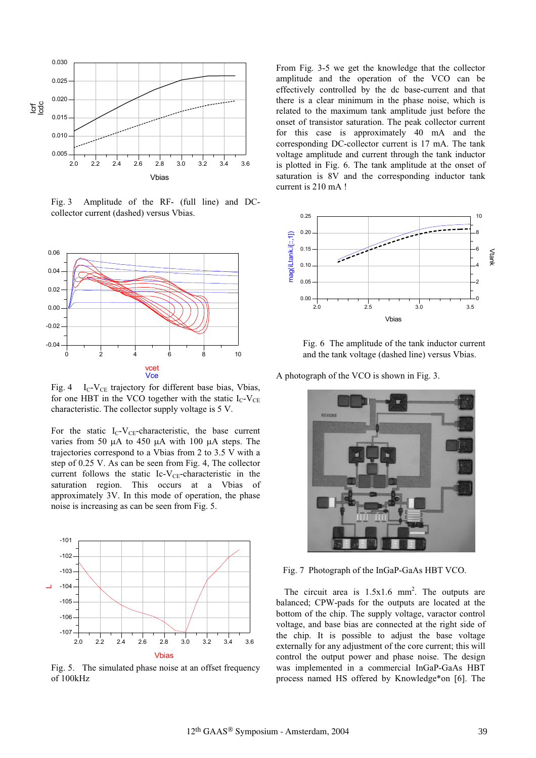Fig. 3 Amplitude of the RF- (full line) and DC-collector current (dashed) versus Vbias.

Fig. 4 $I_C$-$V_{CE}$ trajectory for different base bias, Vbias, for one HBT in the VCO together with the static $I_C$-$V_{CE}$ characteristic. The collector supply voltage is 5 V.

For the static $I_C$-$V_{CE}$-characteristic, the base current varies from 50 µA to 450 µA with 100 µA steps. The trajectories correspond to a Vbias from 2 to 3.5 V with a step of 0.25 V. As can be seen from Fig. 4, The collector current follows the static Ic-$V_{CE}$-characteristic in the saturation region. This occurs at a Vbias of approximately 3V. In this mode of operation, the phase noise is increasing as can be seen from Fig. 5.

Fig. 5. The simulated phase noise at an offset frequency of 100kHz

From Fig. 3-5 we get the knowledge that the collector amplitude and the operation of the VCO can be effectively controlled by the dc base-current and that there is a clear minimum in the phase noise, which is related to the maximum tank amplitude just before the onset of transistor saturation. The peak collector current for this case is approximately 40 mA and the corresponding DC-collector current is 17 mA. The tank voltage amplitude and current through the tank inductor is plotted in Fig. 6. The tank amplitude at the onset of saturation is 8V and the corresponding inductor tank current is 210 mA !

Fig. 6 The amplitude of the tank inductor current and the tank voltage (dashed line) versus Vbias.

A photograph of the VCO is shown in Fig. 3.

Fig. 7 Photograph of the InGaP-GaAs HBT VCO.

The circuit area is 1.5x1.6 mm$^2$. The outputs are balanced; CPW-pads for the outputs are located at the bottom of the chip. The supply voltage, varactor control voltage, and base bias are connected at the right side of the chip. It is possible to adjust the base voltage externally for any adjustment of the core current; this will control the output power and phase noise. The design was implemented in a commercial InGaP-GaAs HBT process named HS offered by Knowledge*on [6]. The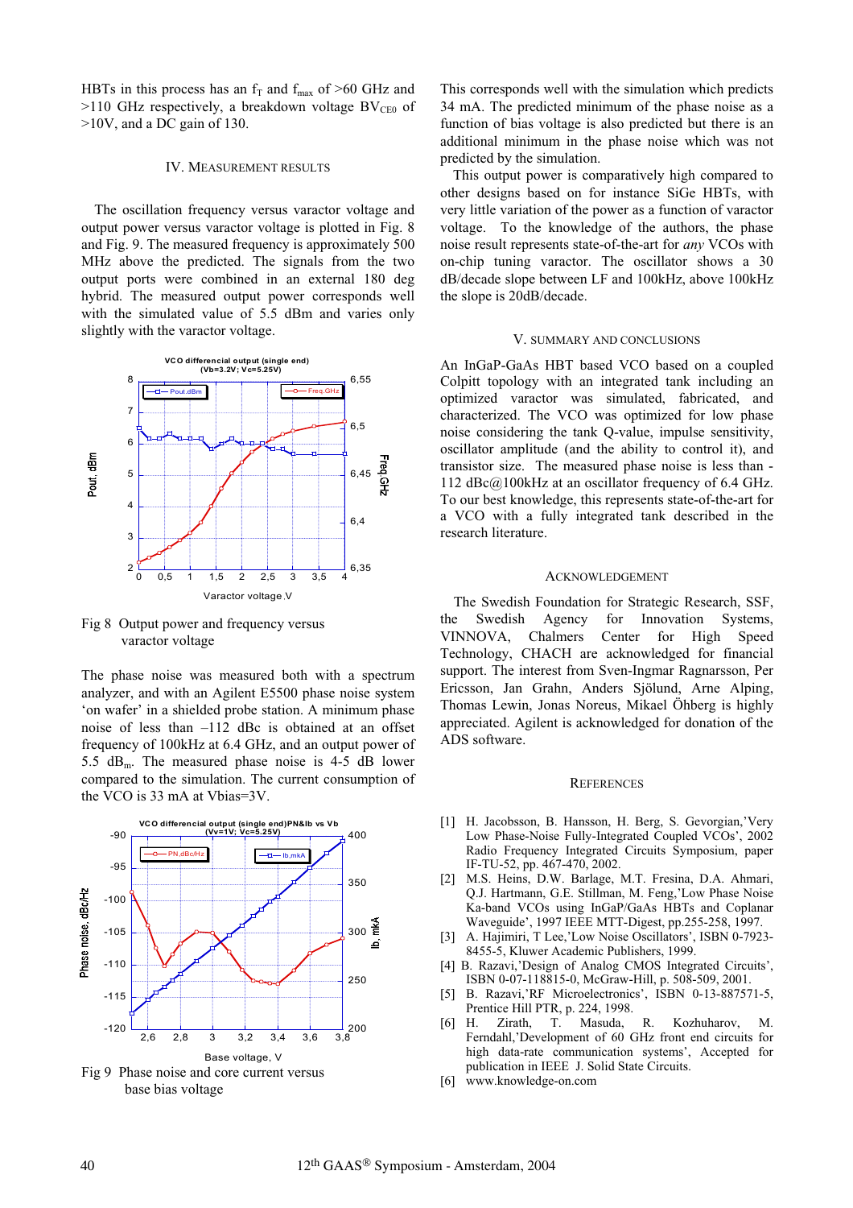HBTs in this process has an $f_T$ and $f_{max}$ of >60 GHz and >110 GHz respectively, a breakdown voltage $BV_{CE0}$ of >10V, and a DC gain of 130.

## IV. Measurement Results

The oscillation frequency versus varactor voltage and output power versus varactor voltage is plotted in Fig. 8 and Fig. 9. The measured frequency is approximately 500 MHz above the predicted. The signals from the two output ports were combined in an external 180 deg hybrid. The measured output power corresponds well with the simulated value of 5.5 dBm and varies only slightly with the varactor voltage.

VCO differential output (single end)
(Vb=3.2V; Vc=5.25V)

Pout,dBm
Freq,GHz

Pout, dBm
Freq,GHz

8
7
6
5
4
3
2

6,55
6,5
6,45
6,4
6,35

0 0,5 1 1,5 2 2,5 3 3,5 4

Varactor voltage,V

Fig 8 Output power and frequency versus varactor voltage

The phase noise was measured both with a spectrum analyzer, and with an Agilent E5500 phase noise system 'on wafer' in a shielded probe station. A minimum phase noise of less than –112 dBc is obtained at an offset frequency of 100kHz at 6.4 GHz, and an output power of 5.5 $dB_m$. The measured phase noise is 4-5 dB lower compared to the simulation. The current consumption of the VCO is 33 mA at Vbias=3V.

VCO differential output (single end)PN&Ib vs Vb
(Vv=1V; Vc=5.25V)

PN,dBc/Hz
Ib,mkA

Phase noise, dBc/Hz
Ib, mkA

-90
-95
-100
-105
-110
-115
-120

400
350
300
250
200

2,6 2,8 3 3,2 3,4 3,6 3,8

Base voltage, V

Fig 9 Phase noise and core current versus base bias voltage

This corresponds well with the simulation which predicts 34 mA. The predicted minimum of the phase noise as a function of bias voltage is also predicted but there is an additional minimum in the phase noise which was not predicted by the simulation.

This output power is comparatively high compared to other designs based on for instance SiGe HBTs, with very little variation of the power as a function of varactor voltage. To the knowledge of the authors, the phase noise result represents state-of-the-art for *any* VCOs with on-chip tuning varactor. The oscillator shows a 30 dB/decade slope between LF and 100kHz, above 100kHz the slope is 20dB/decade.

## V. Summary and Conclusions

An InGaP-GaAs HBT based VCO based on a coupled Colpitt topology with an integrated tank including an optimized varactor was simulated, fabricated, and characterized. The VCO was optimized for low phase noise considering the tank Q-value, impulse sensitivity, oscillator amplitude (and the ability to control it), and transistor size. The measured phase noise is less than -112 dBc@100kHz at an oscillator frequency of 6.4 GHz. To our best knowledge, this represents state-of-the-art for a VCO with a fully integrated tank described in the research literature.

## Acknowledgement

The Swedish Foundation for Strategic Research, SSF, the Swedish Agency for Innovation Systems, VINNOVA, Chalmers Center for High Speed Technology, CHACH are acknowledged for financial support. The interest from Sven-Ingmar Ragnarsson, Per Ericsson, Jan Grahn, Anders Sjölund, Arne Alping, Thomas Lewin, Jonas Noreus, Mikael Öhberg is highly appreciated. Agilent is acknowledged for donation of the ADS software.

## References

[1] H. Jacobsson, B. Hansson, H. Berg, S. Gevorgian,'Very Low Phase-Noise Fully-Integrated Coupled VCOs', 2002 Radio Frequency Integrated Circuits Symposium, paper IF-TU-52, pp. 467-470, 2002.

[2] M.S. Heins, D.W. Barlage, M.T. Fresina, D.A. Ahmari, Q.J. Hartmann, G.E. Stillman, M. Feng,'Low Phase Noise Ka-band VCOs using InGaP/GaAs HBTs and Coplanar Waveguide', 1997 IEEE MTT-Digest, pp.255-258, 1997.

[3] A. Hajimiri, T Lee,'Low Noise Oscillators', ISBN 0-7923-8455-5, Kluwer Academic Publishers, 1999.

[4] B. Razavi,'Design of Analog CMOS Integrated Circuits', ISBN 0-07-118815-0, McGraw-Hill, p. 508-509, 2001.

[5] B. Razavi,'RF Microelectronics', ISBN 0-13-887571-5, Prentice Hill PTR, p. 224, 1998.

[6] H. Zirath, T. Masuda, R. Kozhuharov, M. Ferndahl,'Development of 60 GHz front end circuits for high data-rate communication systems', Accepted for publication in IEEE J. Solid State Circuits.

[6] www.knowledge-on.com